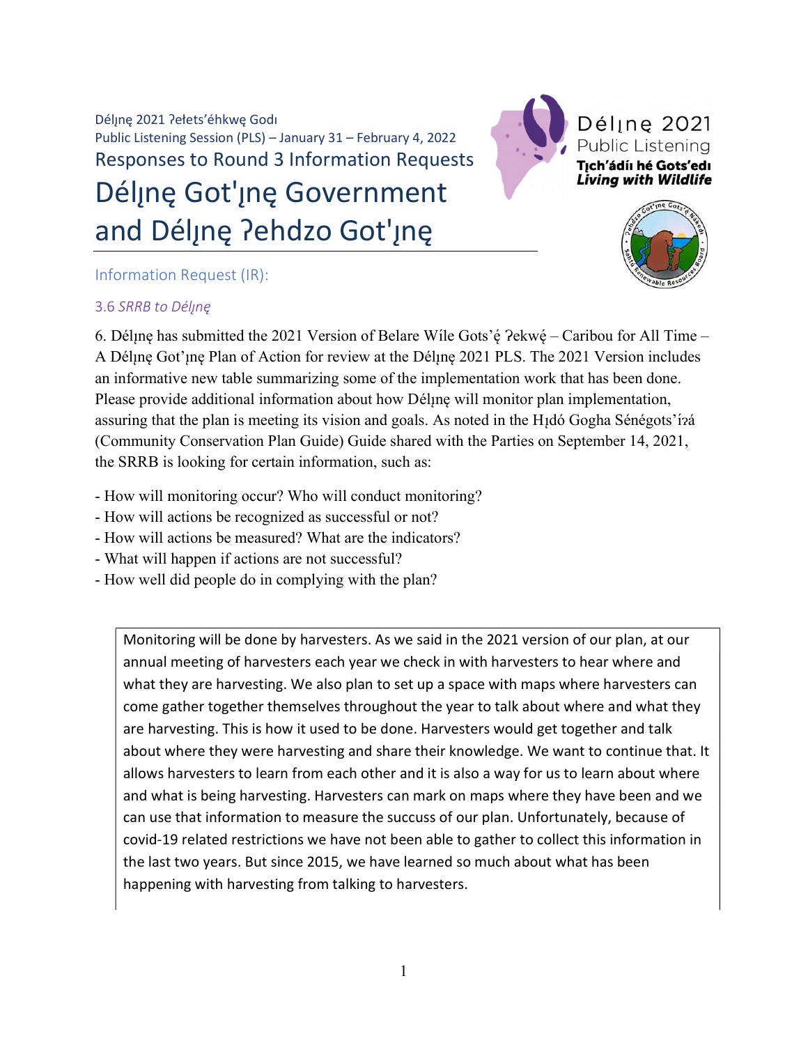Délı̨nę 2021 ʔełets'éhkwę Godı
Public Listening Session (PLS) – January 31 – February 4, 2022

Responses to Round 3 Information Requests

# Délı̨nę Got'ı̨nę Government and Délı̨nę ʔehdzo Got'ı̨nę

Délı̨nę 2021 Public Listening
Tıch'ádíı hé Gots'edı
**Living with Wildlife**

## Information Request (IR):

### 3.6 *SRRB to Délı̨nę*

6. Délı̨nę has submitted the 2021 Version of Belare Wíle Gots'ę́ ʔekwę́ – Caribou for All Time – A Délı̨nę Got'ı̨nę Plan of Action for review at the Délı̨nę 2021 PLS. The 2021 Version includes an informative new table summarizing some of the implementation work that has been done. Please provide additional information about how Délı̨nę will monitor plan implementation, assuring that the plan is meeting its vision and goals. As noted in the Hı̨dó Gogha Sénégots'íʔá (Community Conservation Plan Guide) Guide shared with the Parties on September 14, 2021, the SRRB is looking for certain information, such as:

- How will monitoring occur? Who will conduct monitoring?
- How will actions be recognized as successful or not?
- How will actions be measured? What are the indicators?
- What will happen if actions are not successful?
- How well did people do in complying with the plan?

Monitoring will be done by harvesters. As we said in the 2021 version of our plan, at our annual meeting of harvesters each year we check in with harvesters to hear where and what they are harvesting. We also plan to set up a space with maps where harvesters can come gather together themselves throughout the year to talk about where and what they are harvesting. This is how it used to be done. Harvesters would get together and talk about where they were harvesting and share their knowledge. We want to continue that. It allows harvesters to learn from each other and it is also a way for us to learn about where and what is being harvesting. Harvesters can mark on maps where they have been and we can use that information to measure the succuss of our plan. Unfortunately, because of covid-19 related restrictions we have not been able to gather to collect this information in the last two years. But since 2015, we have learned so much about what has been happening with harvesting from talking to harvesters.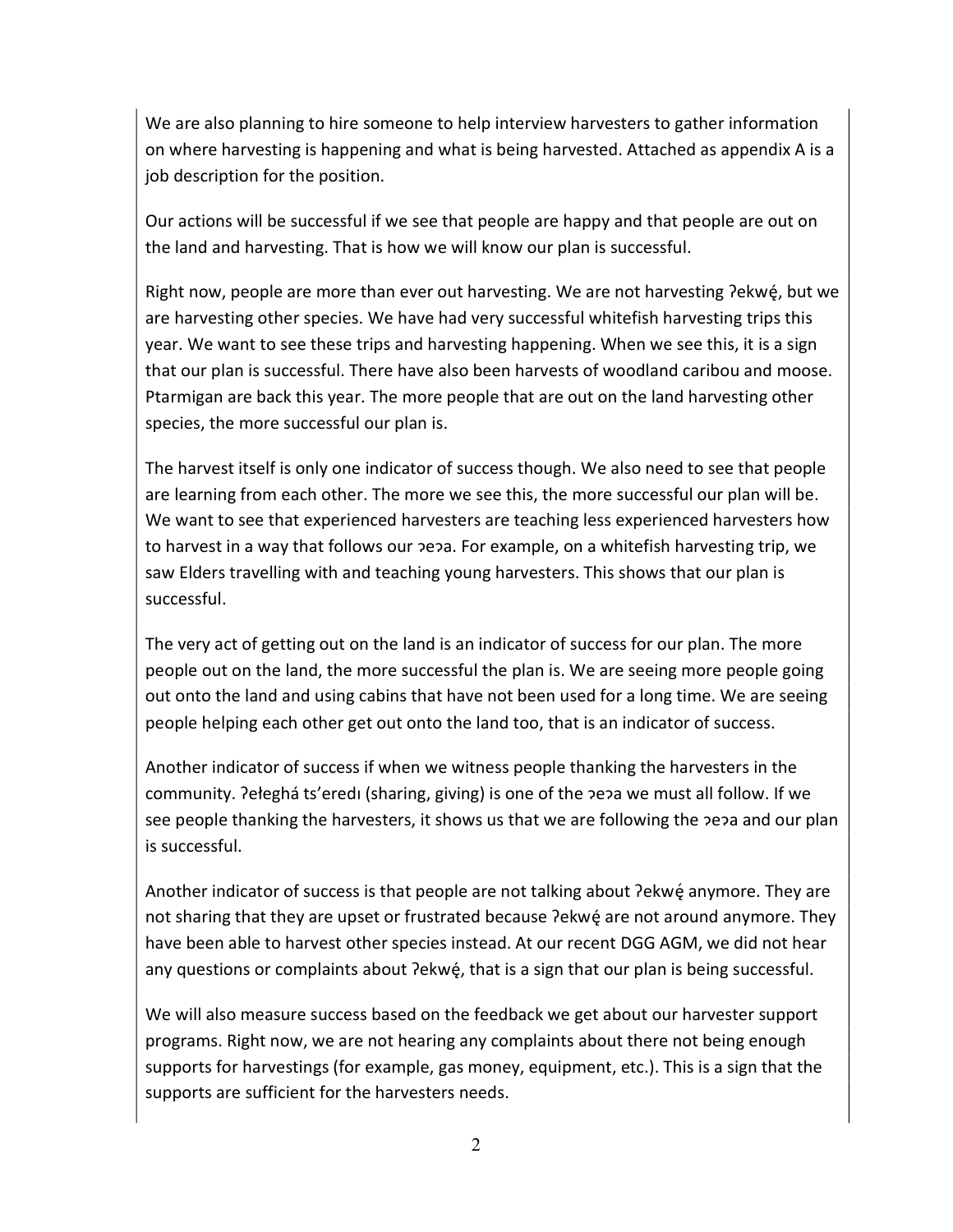We are also planning to hire someone to help interview harvesters to gather information on where harvesting is happening and what is being harvested. Attached as appendix A is a job description for the position.

Our actions will be successful if we see that people are happy and that people are out on the land and harvesting. That is how we will know our plan is successful.

Right now, people are more than ever out harvesting. We are not harvesting ʔekwę́, but we are harvesting other species. We have had very successful whitefish harvesting trips this year. We want to see these trips and harvesting happening. When we see this, it is a sign that our plan is successful. There have also been harvests of woodland caribou and moose. Ptarmigan are back this year. The more people that are out on the land harvesting other species, the more successful our plan is.

The harvest itself is only one indicator of success though. We also need to see that people are learning from each other. The more we see this, the more successful our plan will be. We want to see that experienced harvesters are teaching less experienced harvesters how to harvest in a way that follows our ɔeɔa. For example, on a whitefish harvesting trip, we saw Elders travelling with and teaching young harvesters. This shows that our plan is successful.

The very act of getting out on the land is an indicator of success for our plan. The more people out on the land, the more successful the plan is. We are seeing more people going out onto the land and using cabins that have not been used for a long time. We are seeing people helping each other get out onto the land too, that is an indicator of success.

Another indicator of success if when we witness people thanking the harvesters in the community. ʔełeghá ts'eredı (sharing, giving) is one of the ɔeɔa we must all follow. If we see people thanking the harvesters, it shows us that we are following the ɔeɔa and our plan is successful.

Another indicator of success is that people are not talking about ʔekwę́ anymore. They are not sharing that they are upset or frustrated because ʔekwę́ are not around anymore. They have been able to harvest other species instead. At our recent DGG AGM, we did not hear any questions or complaints about ʔekwę́, that is a sign that our plan is being successful.

We will also measure success based on the feedback we get about our harvester support programs. Right now, we are not hearing any complaints about there not being enough supports for harvestings (for example, gas money, equipment, etc.). This is a sign that the supports are sufficient for the harvesters needs.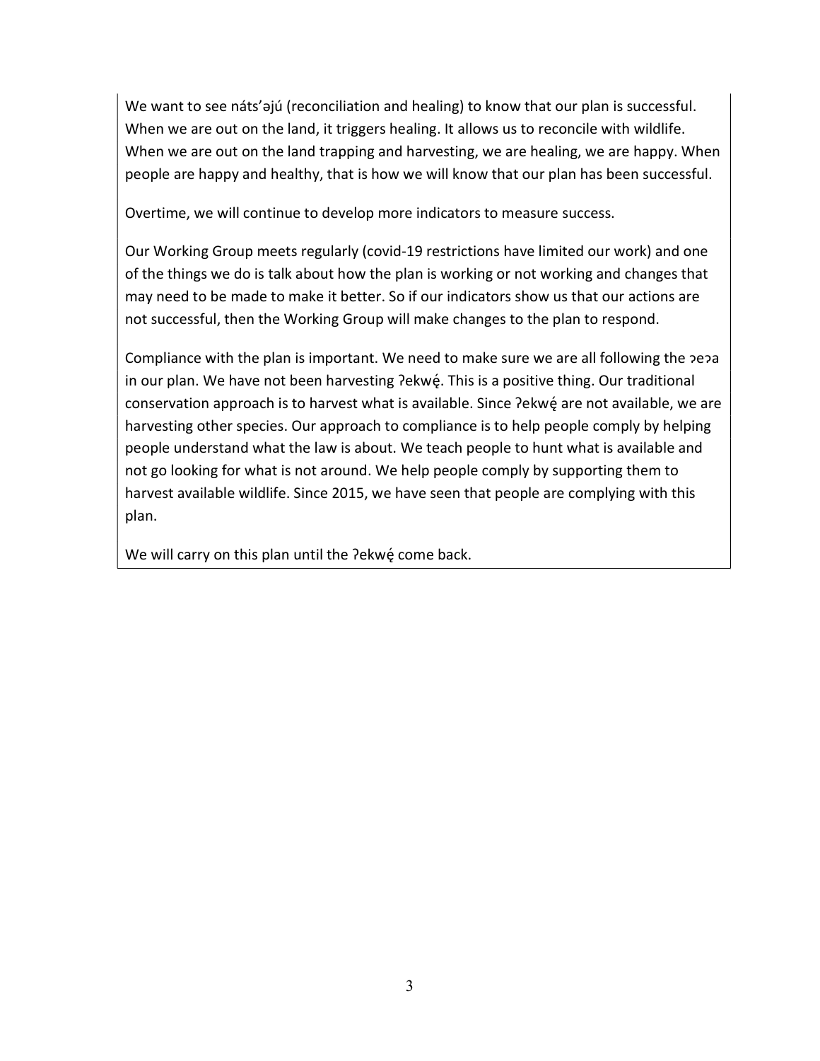We want to see náts'ejú (reconciliation and healing) to know that our plan is successful. When we are out on the land, it triggers healing. It allows us to reconcile with wildlife. When we are out on the land trapping and harvesting, we are healing, we are happy. When people are happy and healthy, that is how we will know that our plan has been successful.

Overtime, we will continue to develop more indicators to measure success.

Our Working Group meets regularly (covid-19 restrictions have limited our work) and one of the things we do is talk about how the plan is working or not working and changes that may need to be made to make it better. So if our indicators show us that our actions are not successful, then the Working Group will make changes to the plan to respond.

Compliance with the plan is important. We need to make sure we are all following the ɔeɔa in our plan. We have not been harvesting ʔekwę́. This is a positive thing. Our traditional conservation approach is to harvest what is available. Since ʔekwę́ are not available, we are harvesting other species. Our approach to compliance is to help people comply by helping people understand what the law is about. We teach people to hunt what is available and not go looking for what is not around. We help people comply by supporting them to harvest available wildlife. Since 2015, we have seen that people are complying with this plan.

We will carry on this plan until the ʔekwę́ come back.